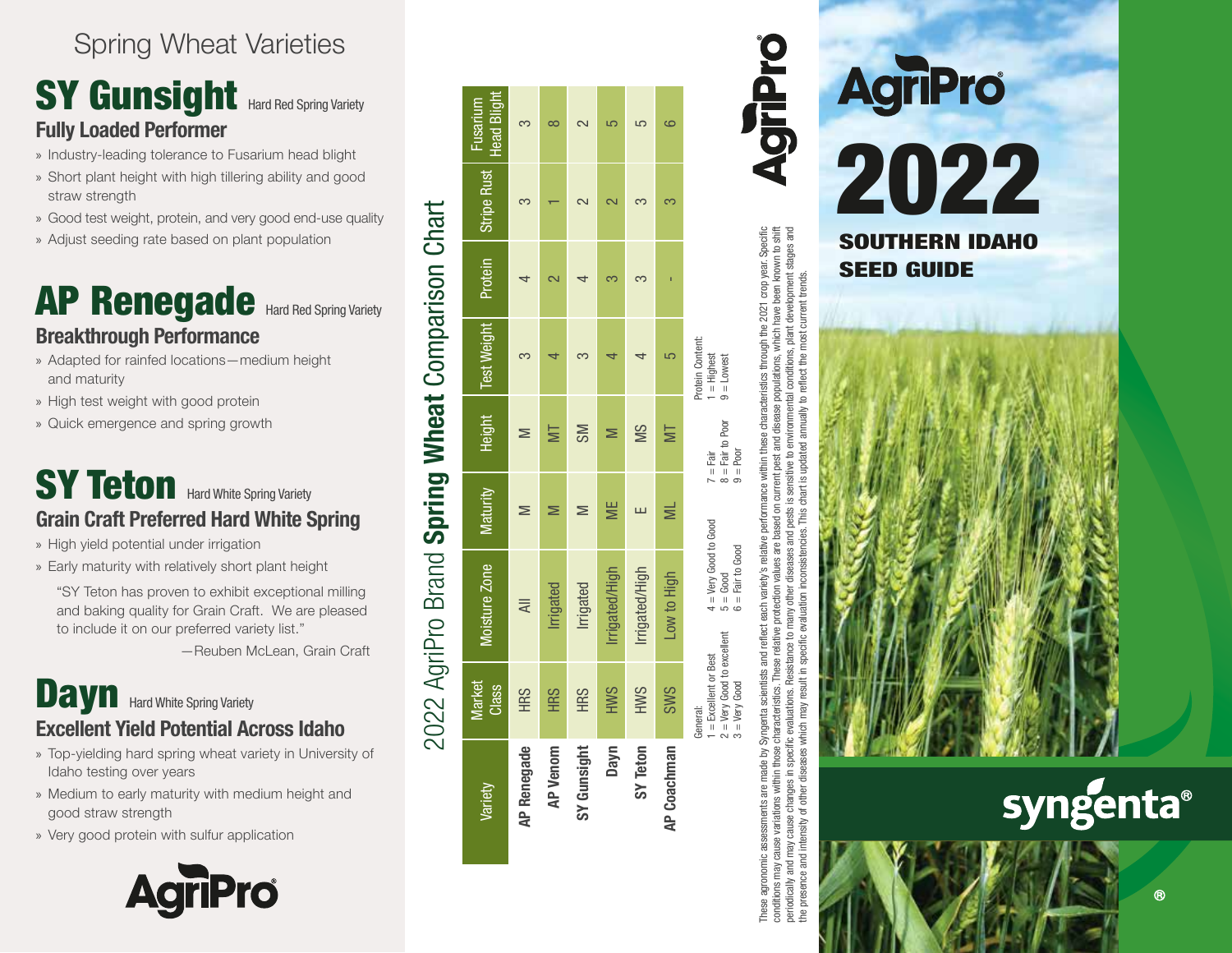# Spring Wheat Varieties

## SY Gunsight Hard Red Spring Variety

### Fully Loaded Performer

- Industry-leading tolerance to Fusarium head blight
- Short plant height with high tillering ability and good straw strength
- Good test weight, protein, and very good end-use quality
- Adjust seeding rate based on plant population

## AP Renegade Hard Red Spring Variety

### Breakthrough Performance

- Adapted for rainfed locations—medium height and maturity
- High test weight with good protein
- Quick emergence and spring growth

## SY Teton Hard White Spring Variety

### Grain Craft Preferred Hard White Spring

- High yield potential under irrigation
- Early maturity with relatively short plant height

"SY Teton has proven to exhibit exceptional milling and baking quality for Grain Craft. We are pleased to include it on our preferred variety list."

—Reuben McLean, Grain Craft

## Dayn Hard White Spring Variety

### Excellent Yield Potential Across Idaho

- Top-yielding hard spring wheat variety in University of Idaho testing over years
- Medium to early maturity with medium height and good straw strength
- Very good protein with sulfur application

AgriPro

# 2022 AgriPro Brand **Spring Wheat** Comparison Chart

| Variety | Market Class | Moisture Zone | Maturity | Height | Test Weight | Protein | Stripe Rust | Fusarium Head Blight |
|---|---|---|---|---|---|---|---|---|
| AP Renegade | HRS | All | M | M | 3 | 4 | 3 | 3 |
| AP Venom | HRS | Irrigated | M | MT | 4 | 2 | 1 | 8 |
| SY Gunsight | HRS | Irrigated | M | SM | 3 | 4 | 2 | 2 |
| Dayn | HWS | Irrigated/High | ME | M | 4 | 3 | 2 | 5 |
| SY Teton | HWS | Irrigated/High | E | MS | 4 | 3 | 3 | 5 |
| AP Coachman | SWS | Low to High | ML | MT | 5 | - | 3 | 6 |

General:
1 = Excellent or Best
2 = Very Good to excellent
3 = Very Good
4 = Very Good to Good
5 = Good
6 = Fair to Good
7 = Fair
8 = Fair to Poor
9 = Poor

Protein Content:
1 = Highest
9 = Lowest

These agronomic assessments are made by Syngenta scientists and reflect each variety's relative performance within these characteristics through the 2021 crop year. Specific conditions may cause variations within those characteristics. These relative protection values are based on current pest and disease populations, which have been known to shift periodically and may cause changes in specific evaluations. Resistance to many other diseases and pests is sensitive to environmental conditions, plant development stages and the presence and intensity of other diseases which may result in specific evaluation inconsistencies. This chart is updated annually to reflect the most current trends.

AgriPro®

# AgriPro® 2022

## SOUTHERN IDAHO SEED GUIDE

syngenta®

®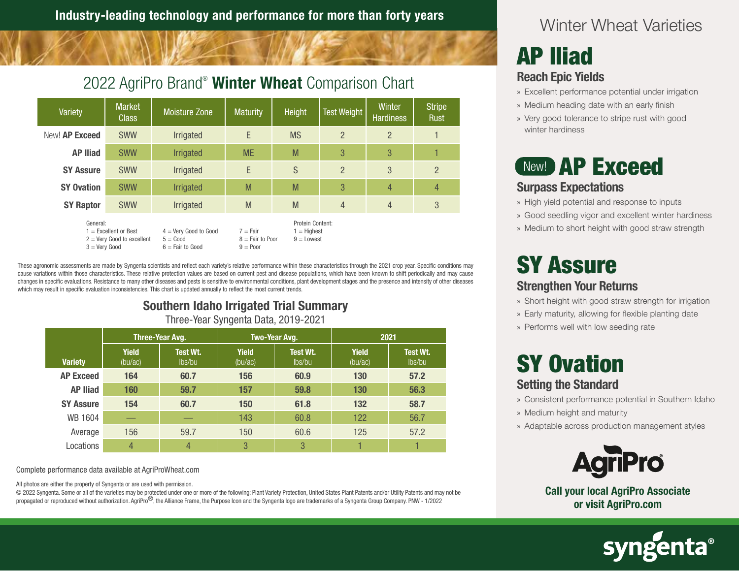**Industry-leading technology and performance for more than forty years**

# 2022 AgriPro Brand® **Winter Wheat** Comparison Chart

| Variety | Market Class | Moisture Zone | Maturity | Height | Test Weight | Winter Hardiness | Stripe Rust |
|---|---|---|---|---|---|---|---|
| New! **AP Exceed** | SWW | Irrigated | E | MS | 2 | 2 | 1 |
| **AP Iliad** | SWW | Irrigated | ME | M | 3 | 3 | 1 |
| **SY Assure** | SWW | Irrigated | E | S | 2 | 3 | 2 |
| **SY Ovation** | SWW | Irrigated | M | M | 3 | 4 | 4 |
| **SY Raptor** | SWW | Irrigated | M | M | 4 | 4 | 3 |

General:
1 = Excellent or Best
2 = Very Good to excellent
3 = Very Good
4 = Very Good to Good
5 = Good
6 = Fair to Good
7 = Fair
8 = Fair to Poor
9 = Poor

Protein Content:
1 = Highest
9 = Lowest

These agronomic assessments are made by Syngenta scientists and reflect each variety's relative performance within these characteristics through the 2021 crop year. Specific conditions may cause variations within those characteristics. These relative protection values are based on current pest and disease populations, which have been known to shift periodically and may cause changes in specific evaluations. Resistance to many other diseases and pests is sensitive to environmental conditions, plant development stages and the presence and intensity of other diseases which may result in specific evaluation inconsistencies. This chart is updated annually to reflect the most current trends.

## Southern Idaho Irrigated Trial Summary

Three-Year Syngenta Data, 2019-2021

| | Three-Year Avg. | | Two-Year Avg. | | 2021 | |
|---|---|---|---|---|---|---|
| **Variety** | **Yield** (bu/ac) | **Test Wt.** lbs/bu | **Yield** (bu/ac) | **Test Wt.** lbs/bu | **Yield** (bu/ac) | **Test Wt.** lbs/bu |
| **AP Exceed** | **164** | **60.7** | **156** | **60.9** | **130** | **57.2** |
| **AP Iliad** | **160** | **59.7** | **157** | **59.8** | **130** | **56.3** |
| **SY Assure** | **154** | **60.7** | **150** | **61.8** | **132** | **58.7** |
| WB 1604 | — | — | 143 | 60.8 | 122 | 56.7 |
| Average | 156 | 59.7 | 150 | 60.6 | 125 | 57.2 |
| Locations | 4 | 4 | 3 | 3 | 1 | 1 |

Complete performance data available at AgriProWheat.com

All photos are either the property of Syngenta or are used with permission.

© 2022 Syngenta. Some or all of the varieties may be protected under one or more of the following: Plant Variety Protection, United States Plant Patents and/or Utility Patents and may not be propagated or reproduced without authorization. AgriPro®, the Alliance Frame, the Purpose Icon and the Syngenta logo are trademarks of a Syngenta Group Company. PNW - 1/2022

# Winter Wheat Varieties

## AP Iliad

### Reach Epic Yields

- Excellent performance potential under irrigation
- Medium heading date with an early finish
- Very good tolerance to stripe rust with good winter hardiness

## New! AP Exceed

### Surpass Expectations

- High yield potential and response to inputs
- Good seedling vigor and excellent winter hardiness
- Medium to short height with good straw strength

## SY Assure

### Strengthen Your Returns

- Short height with good straw strength for irrigation
- Early maturity, allowing for flexible planting date
- Performs well with low seeding rate

## SY Ovation

### Setting the Standard

- Consistent performance potential in Southern Idaho
- Medium height and maturity
- Adaptable across production management styles

AgriPro®

**Call your local AgriPro Associate or visit AgriPro.com**

syngenta®